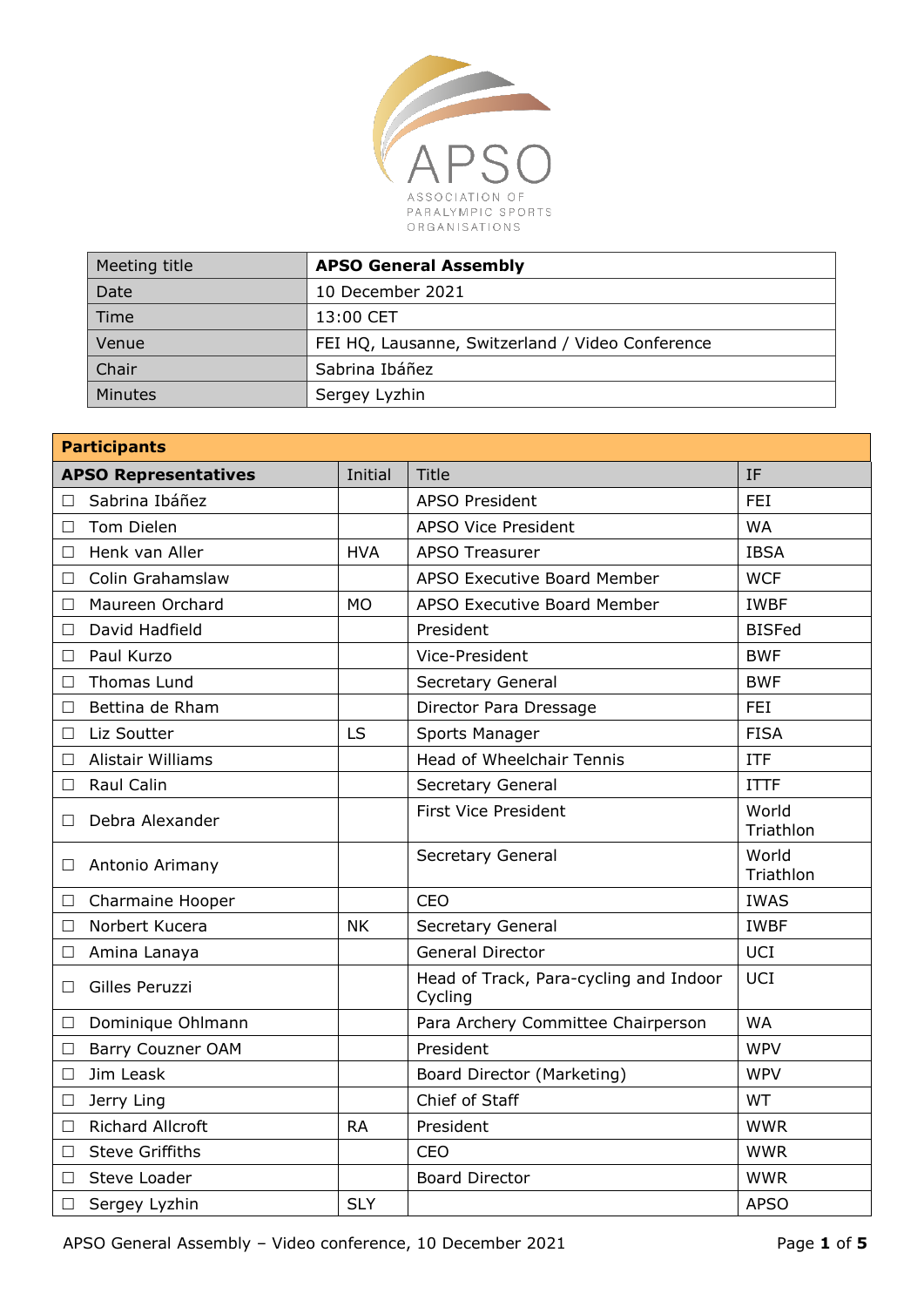APSO

ASSOCIATION OF PARALYMPIC SPORTS ORGANISATIONS

| Meeting title | **APSO General Assembly** |
|---|---|
| Date | 10 December 2021 |
| Time | 13:00 CET |
| Venue | FEI HQ, Lausanne, Switzerland / Video Conference |
| Chair | Sabrina Ibáñez |
| Minutes | Sergey Lyzhin |

| **Participants** | | | |
|---|---|---|---|
| **APSO Representatives** | Initial | Title | IF |
| ☐ Sabrina Ibáñez | | APSO President | FEI |
| ☐ Tom Dielen | | APSO Vice President | WA |
| ☐ Henk van Aller | HVA | APSO Treasurer | IBSA |
| ☐ Colin Grahamslaw | | APSO Executive Board Member | WCF |
| ☐ Maureen Orchard | MO | APSO Executive Board Member | IWBF |
| ☐ David Hadfield | | President | BISFed |
| ☐ Paul Kurzo | | Vice-President | BWF |
| ☐ Thomas Lund | | Secretary General | BWF |
| ☐ Bettina de Rham | | Director Para Dressage | FEI |
| ☐ Liz Soutter | LS | Sports Manager | FISA |
| ☐ Alistair Williams | | Head of Wheelchair Tennis | ITF |
| ☐ Raul Calin | | Secretary General | ITTF |
| ☐ Debra Alexander | | First Vice President | World Triathlon |
| ☐ Antonio Arimany | | Secretary General | World Triathlon |
| ☐ Charmaine Hooper | | CEO | IWAS |
| ☐ Norbert Kucera | NK | Secretary General | IWBF |
| ☐ Amina Lanaya | | General Director | UCI |
| ☐ Gilles Peruzzi | | Head of Track, Para-cycling and Indoor Cycling | UCI |
| ☐ Dominique Ohlmann | | Para Archery Committee Chairperson | WA |
| ☐ Barry Couzner OAM | | President | WPV |
| ☐ Jim Leask | | Board Director (Marketing) | WPV |
| ☐ Jerry Ling | | Chief of Staff | WT |
| ☐ Richard Allcroft | RA | President | WWR |
| ☐ Steve Griffiths | | CEO | WWR |
| ☐ Steve Loader | | Board Director | WWR |
| ☐ Sergey Lyzhin | SLY | | APSO |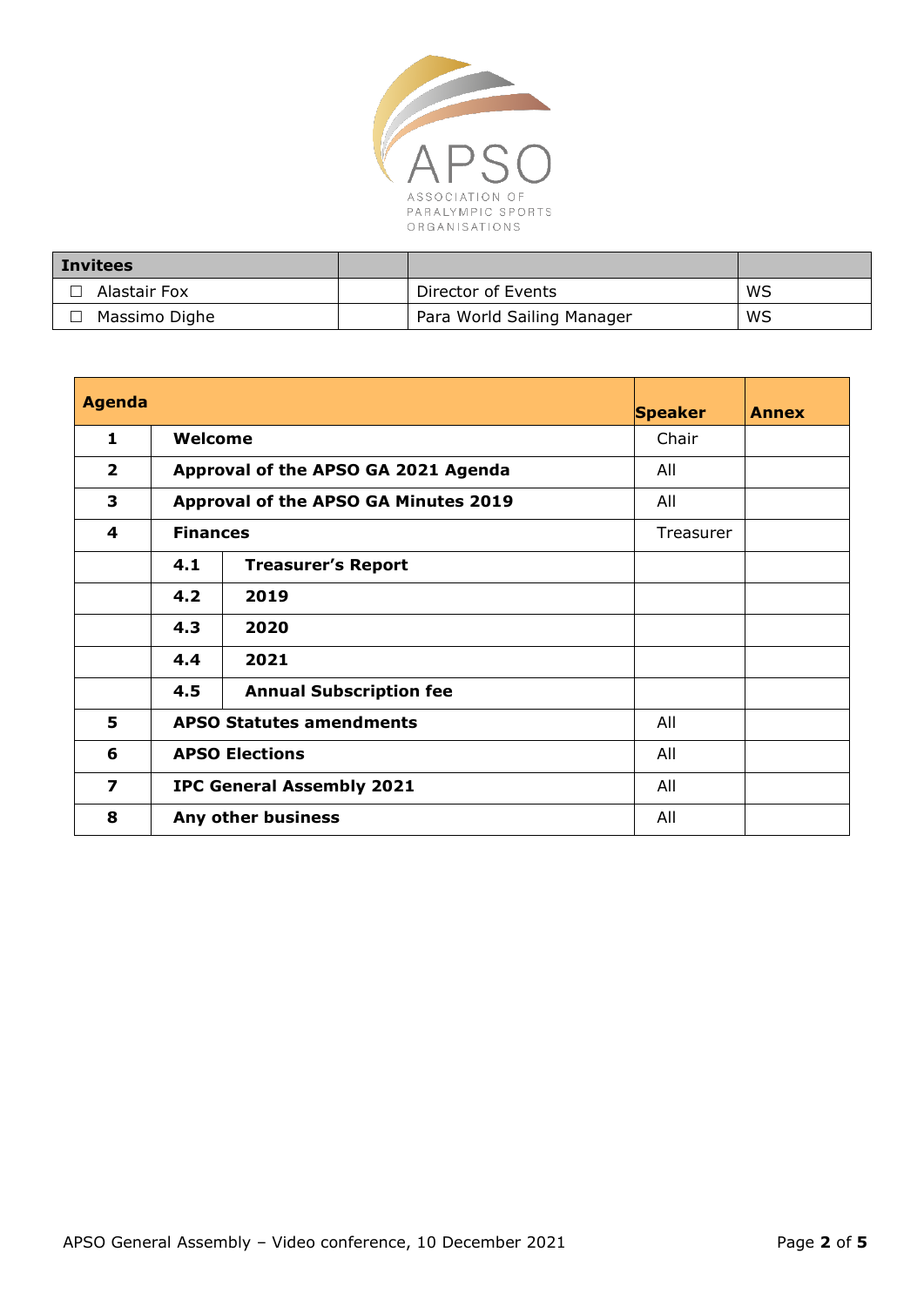APSO

ASSOCIATION OF PARALYMPIC SPORTS ORGANISATIONS

| **Invitees** | | | |
|---|---|---|---|
| ☐ Alastair Fox | | Director of Events | WS |
| ☐ Massimo Dighe | | Para World Sailing Manager | WS |

| **Agenda** | | | **Speaker** | **Annex** |
|---|---|---|---|---|
| **1** | **Welcome** | | Chair | |
| **2** | **Approval of the APSO GA 2021 Agenda** | | All | |
| **3** | **Approval of the APSO GA Minutes 2019** | | All | |
| **4** | **Finances** | | Treasurer | |
| | **4.1** | **Treasurer's Report** | | |
| | **4.2** | **2019** | | |
| | **4.3** | **2020** | | |
| | **4.4** | **2021** | | |
| | **4.5** | **Annual Subscription fee** | | |
| **5** | **APSO Statutes amendments** | | All | |
| **6** | **APSO Elections** | | All | |
| **7** | **IPC General Assembly 2021** | | All | |
| **8** | **Any other business** | | All | |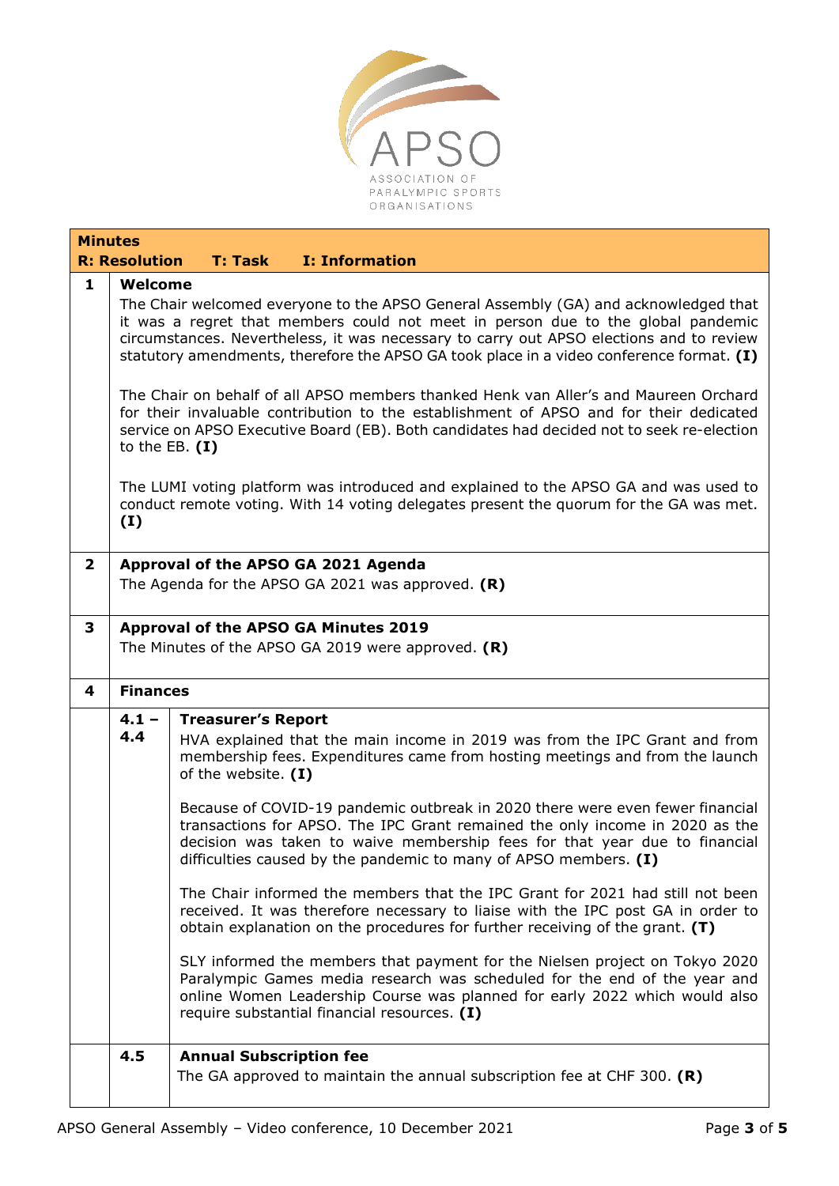| Minutes<br>R: Resolution T: Task I: Information | | |
|---|---|---|
| 1 | **Welcome**<br>The Chair welcomed everyone to the APSO General Assembly (GA) and acknowledged that it was a regret that members could not meet in person due to the global pandemic circumstances. Nevertheless, it was necessary to carry out APSO elections and to review statutory amendments, therefore the APSO GA took place in a video conference format. **(I)**<br><br>The Chair on behalf of all APSO members thanked Henk van Aller's and Maureen Orchard for their invaluable contribution to the establishment of APSO and for their dedicated service on APSO Executive Board (EB). Both candidates had decided not to seek re-election to the EB. **(I)**<br><br>The LUMI voting platform was introduced and explained to the APSO GA and was used to conduct remote voting. With 14 voting delegates present the quorum for the GA was met. **(I)** | |
| 2 | **Approval of the APSO GA 2021 Agenda**<br>The Agenda for the APSO GA 2021 was approved. **(R)** | |
| 3 | **Approval of the APSO GA Minutes 2019**<br>The Minutes of the APSO GA 2019 were approved. **(R)** | |
| 4 | **Finances** | |
| | 4.1 – 4.4 | **Treasurer's Report**<br>HVA explained that the main income in 2019 was from the IPC Grant and from membership fees. Expenditures came from hosting meetings and from the launch of the website. **(I)**<br><br>Because of COVID-19 pandemic outbreak in 2020 there were even fewer financial transactions for APSO. The IPC Grant remained the only income in 2020 as the decision was taken to waive membership fees for that year due to financial difficulties caused by the pandemic to many of APSO members. **(I)**<br><br>The Chair informed the members that the IPC Grant for 2021 had still not been received. It was therefore necessary to liaise with the IPC post GA in order to obtain explanation on the procedures for further receiving of the grant. **(T)**<br><br>SLY informed the members that payment for the Nielsen project on Tokyo 2020 Paralympic Games media research was scheduled for the end of the year and online Women Leadership Course was planned for early 2022 which would also require substantial financial resources. **(I)** |
| | 4.5 | **Annual Subscription fee**<br>The GA approved to maintain the annual subscription fee at CHF 300. **(R)** |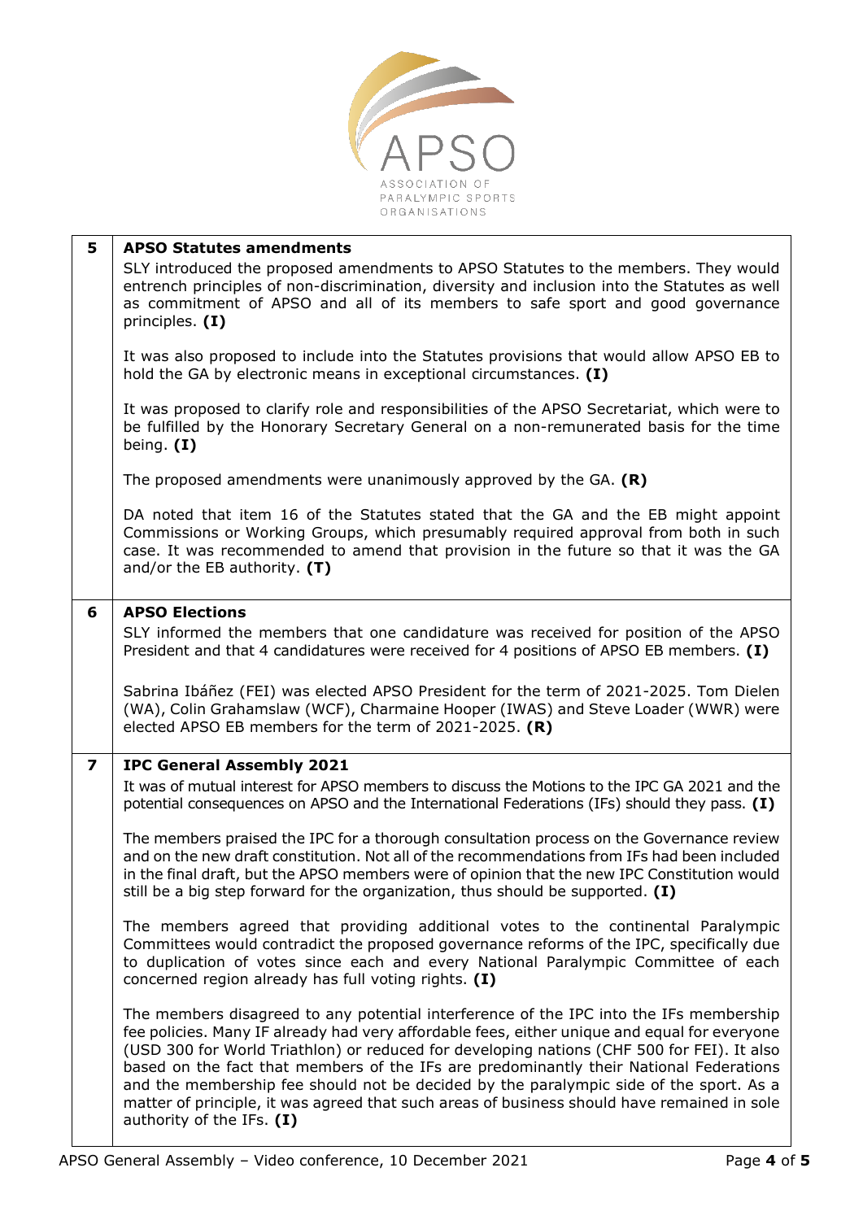| | |
|---|---|
| **5** | **APSO Statutes amendments**<br>SLY introduced the proposed amendments to APSO Statutes to the members. They would entrench principles of non-discrimination, diversity and inclusion into the Statutes as well as commitment of APSO and all of its members to safe sport and good governance principles. **(I)**<br><br>It was also proposed to include into the Statutes provisions that would allow APSO EB to hold the GA by electronic means in exceptional circumstances. **(I)**<br><br>It was proposed to clarify role and responsibilities of the APSO Secretariat, which were to be fulfilled by the Honorary Secretary General on a non-remunerated basis for the time being. **(I)**<br><br>The proposed amendments were unanimously approved by the GA. **(R)**<br><br>DA noted that item 16 of the Statutes stated that the GA and the EB might appoint Commissions or Working Groups, which presumably required approval from both in such case. It was recommended to amend that provision in the future so that it was the GA and/or the EB authority. **(T)** |
| **6** | **APSO Elections**<br>SLY informed the members that one candidature was received for position of the APSO President and that 4 candidatures were received for 4 positions of APSO EB members. **(I)**<br><br>Sabrina Ibáñez (FEI) was elected APSO President for the term of 2021-2025. Tom Dielen (WA), Colin Grahamslaw (WCF), Charmaine Hooper (IWAS) and Steve Loader (WWR) were elected APSO EB members for the term of 2021-2025. **(R)** |
| **7** | **IPC General Assembly 2021**<br>It was of mutual interest for APSO members to discuss the Motions to the IPC GA 2021 and the potential consequences on APSO and the International Federations (IFs) should they pass. **(I)**<br><br>The members praised the IPC for a thorough consultation process on the Governance review and on the new draft constitution. Not all of the recommendations from IFs had been included in the final draft, but the APSO members were of opinion that the new IPC Constitution would still be a big step forward for the organization, thus should be supported. **(I)**<br><br>The members agreed that providing additional votes to the continental Paralympic Committees would contradict the proposed governance reforms of the IPC, specifically due to duplication of votes since each and every National Paralympic Committee of each concerned region already has full voting rights. **(I)**<br><br>The members disagreed to any potential interference of the IPC into the IFs membership fee policies. Many IF already had very affordable fees, either unique and equal for everyone (USD 300 for World Triathlon) or reduced for developing nations (CHF 500 for FEI). It also based on the fact that members of the IFs are predominantly their National Federations and the membership fee should not be decided by the paralympic side of the sport. As a matter of principle, it was agreed that such areas of business should have remained in sole authority of the IFs. **(I)** |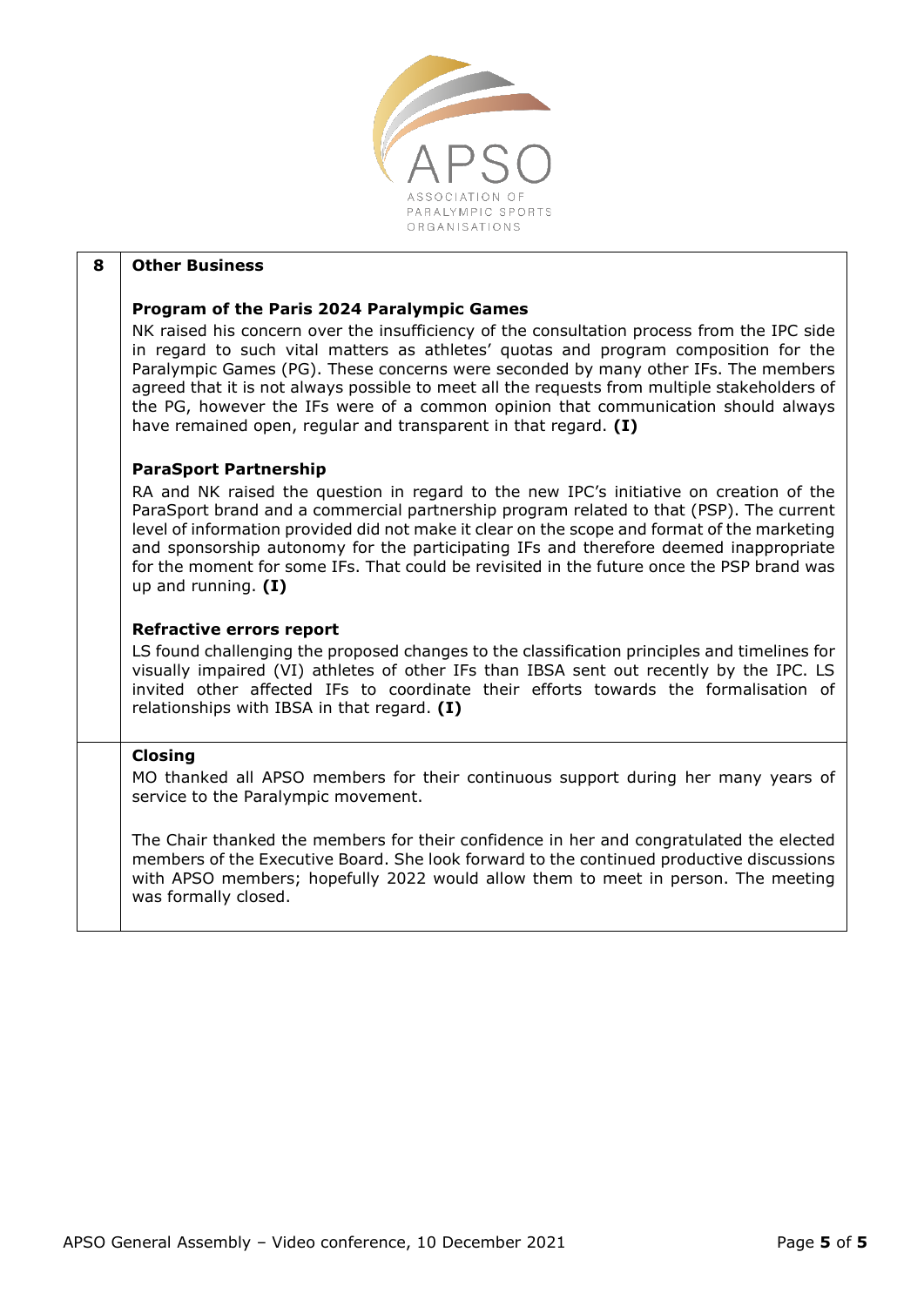## 8 Other Business

**Program of the Paris 2024 Paralympic Games**

NK raised his concern over the insufficiency of the consultation process from the IPC side in regard to such vital matters as athletes' quotas and program composition for the Paralympic Games (PG). These concerns were seconded by many other IFs. The members agreed that it is not always possible to meet all the requests from multiple stakeholders of the PG, however the IFs were of a common opinion that communication should always have remained open, regular and transparent in that regard. **(I)**

**ParaSport Partnership**

RA and NK raised the question in regard to the new IPC's initiative on creation of the ParaSport brand and a commercial partnership program related to that (PSP). The current level of information provided did not make it clear on the scope and format of the marketing and sponsorship autonomy for the participating IFs and therefore deemed inappropriate for the moment for some IFs. That could be revisited in the future once the PSP brand was up and running. **(I)**

**Refractive errors report**

LS found challenging the proposed changes to the classification principles and timelines for visually impaired (VI) athletes of other IFs than IBSA sent out recently by the IPC. LS invited other affected IFs to coordinate their efforts towards the formalisation of relationships with IBSA in that regard. **(I)**

## Closing

MO thanked all APSO members for their continuous support during her many years of service to the Paralympic movement.

The Chair thanked the members for their confidence in her and congratulated the elected members of the Executive Board. She look forward to the continued productive discussions with APSO members; hopefully 2022 would allow them to meet in person. The meeting was formally closed.